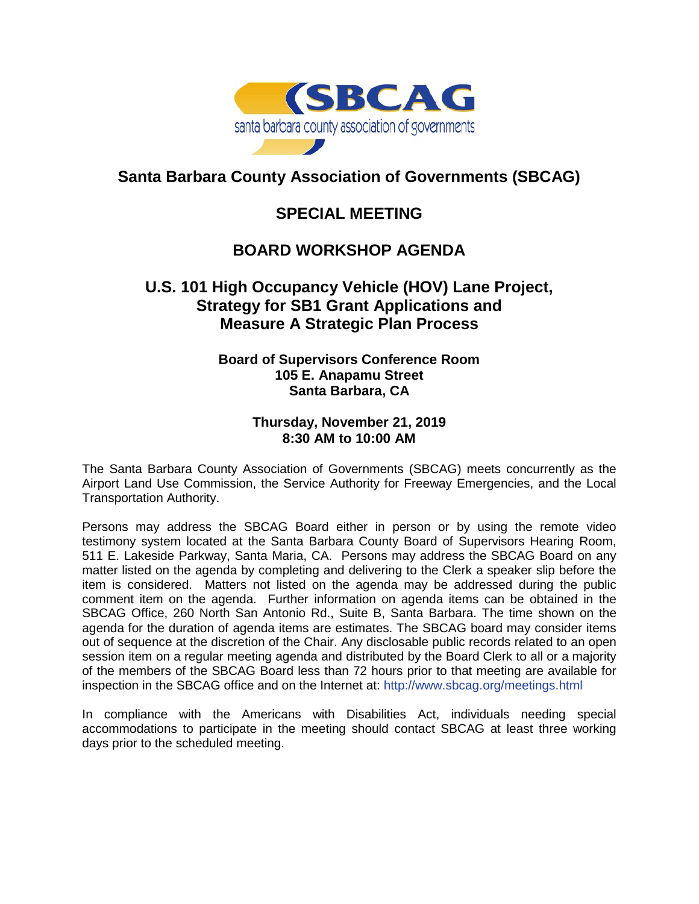SBCAG

santa barbara county association of governments

# Santa Barbara County Association of Governments (SBCAG)

## SPECIAL MEETING

## BOARD WORKSHOP AGENDA

## U.S. 101 High Occupancy Vehicle (HOV) Lane Project, Strategy for SB1 Grant Applications and Measure A Strategic Plan Process

**Board of Supervisors Conference Room**
**105 E. Anapamu Street**
**Santa Barbara, CA**

**Thursday, November 21, 2019**
**8:30 AM to 10:00 AM**

The Santa Barbara County Association of Governments (SBCAG) meets concurrently as the Airport Land Use Commission, the Service Authority for Freeway Emergencies, and the Local Transportation Authority.

Persons may address the SBCAG Board either in person or by using the remote video testimony system located at the Santa Barbara County Board of Supervisors Hearing Room, 511 E. Lakeside Parkway, Santa Maria, CA. Persons may address the SBCAG Board on any matter listed on the agenda by completing and delivering to the Clerk a speaker slip before the item is considered. Matters not listed on the agenda may be addressed during the public comment item on the agenda. Further information on agenda items can be obtained in the SBCAG Office, 260 North San Antonio Rd., Suite B, Santa Barbara. The time shown on the agenda for the duration of agenda items are estimates. The SBCAG board may consider items out of sequence at the discretion of the Chair. Any disclosable public records related to an open session item on a regular meeting agenda and distributed by the Board Clerk to all or a majority of the members of the SBCAG Board less than 72 hours prior to that meeting are available for inspection in the SBCAG office and on the Internet at: http://www.sbcag.org/meetings.html

In compliance with the Americans with Disabilities Act, individuals needing special accommodations to participate in the meeting should contact SBCAG at least three working days prior to the scheduled meeting.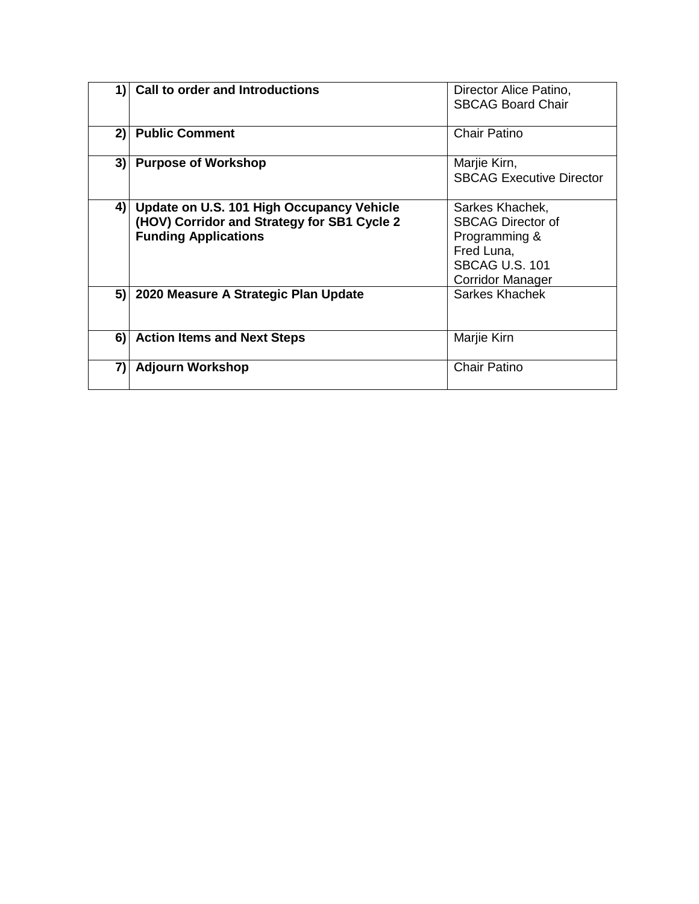| | | |
|---|---|---|
| **1)** | **Call to order and Introductions** | Director Alice Patino, SBCAG Board Chair |
| **2)** | **Public Comment** | Chair Patino |
| **3)** | **Purpose of Workshop** | Marjie Kirn, SBCAG Executive Director |
| **4)** | **Update on U.S. 101 High Occupancy Vehicle (HOV) Corridor and Strategy for SB1 Cycle 2 Funding Applications** | Sarkes Khachek, SBCAG Director of Programming & Fred Luna, SBCAG U.S. 101 Corridor Manager |
| **5)** | **2020 Measure A Strategic Plan Update** | Sarkes Khachek |
| **6)** | **Action Items and Next Steps** | Marjie Kirn |
| **7)** | **Adjourn Workshop** | Chair Patino |